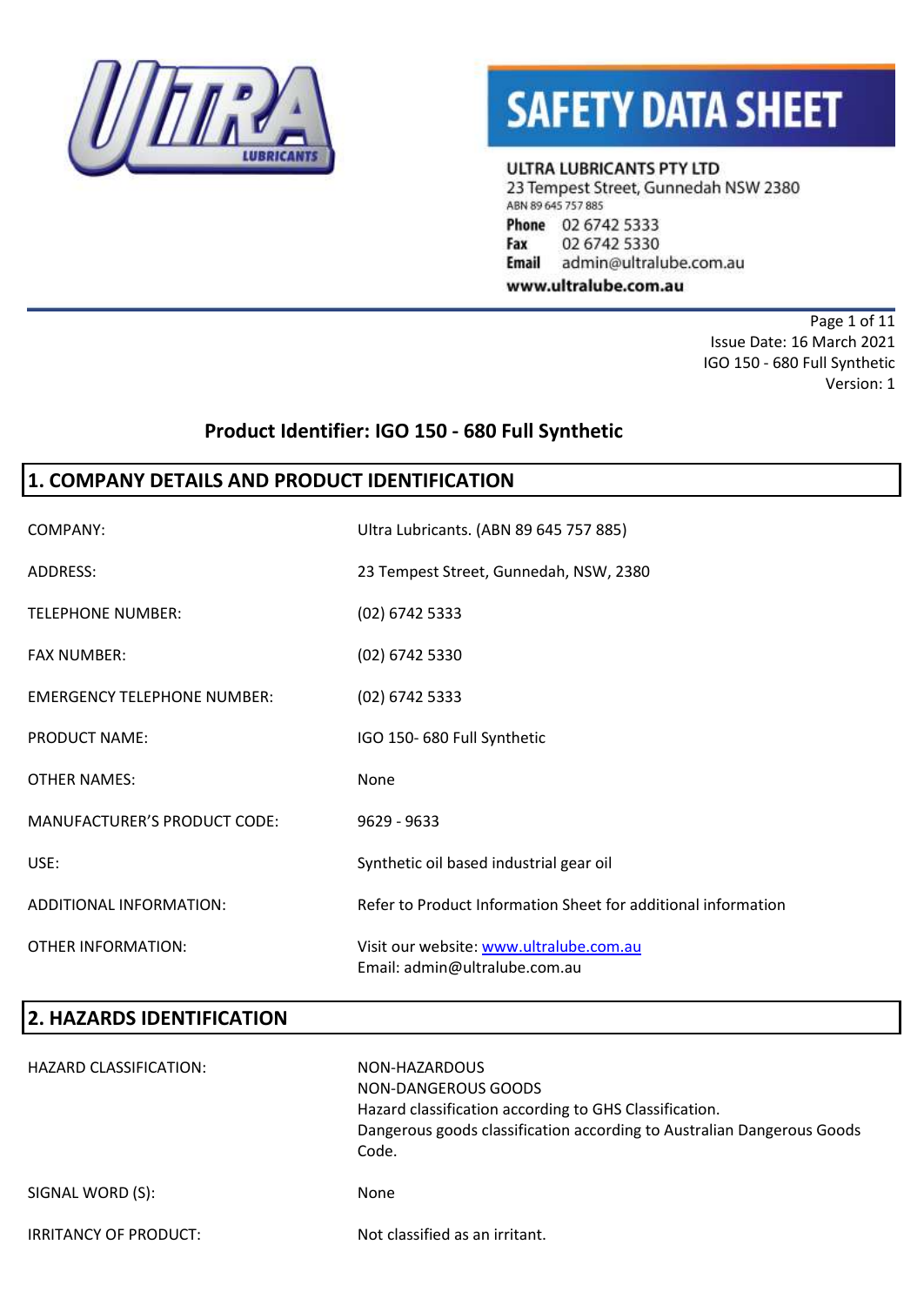# SAFETY DATA SHEET

**ULTRA LUBRICANTS PTY LTD**
23 Tempest Street, Gunnedah NSW 2380
ABN 89 645 757 885
**Phone** 02 6742 5333
**Fax** 02 6742 5330
**Email** admin@ultralube.com.au
**www.ultralube.com.au**

Issue Date: 16 March 2021
IGO 150 - 680 Full Synthetic
Version: 1

## Product Identifier: IGO 150 - 680 Full Synthetic

## 1. COMPANY DETAILS AND PRODUCT IDENTIFICATION

| | |
|---|---|
| COMPANY: | Ultra Lubricants. (ABN 89 645 757 885) |
| ADDRESS: | 23 Tempest Street, Gunnedah, NSW, 2380 |
| TELEPHONE NUMBER: | (02) 6742 5333 |
| FAX NUMBER: | (02) 6742 5330 |
| EMERGENCY TELEPHONE NUMBER: | (02) 6742 5333 |
| PRODUCT NAME: | IGO 150- 680 Full Synthetic |
| OTHER NAMES: | None |
| MANUFACTURER'S PRODUCT CODE: | 9629 - 9633 |
| USE: | Synthetic oil based industrial gear oil |
| ADDITIONAL INFORMATION: | Refer to Product Information Sheet for additional information |
| OTHER INFORMATION: | Visit our website: www.ultralube.com.au<br>Email: admin@ultralube.com.au |

## 2. HAZARDS IDENTIFICATION

| | |
|---|---|
| HAZARD CLASSIFICATION: | NON-HAZARDOUS<br>NON-DANGEROUS GOODS<br>Hazard classification according to GHS Classification.<br>Dangerous goods classification according to Australian Dangerous Goods Code. |
| SIGNAL WORD (S): | None |
| IRRITANCY OF PRODUCT: | Not classified as an irritant. |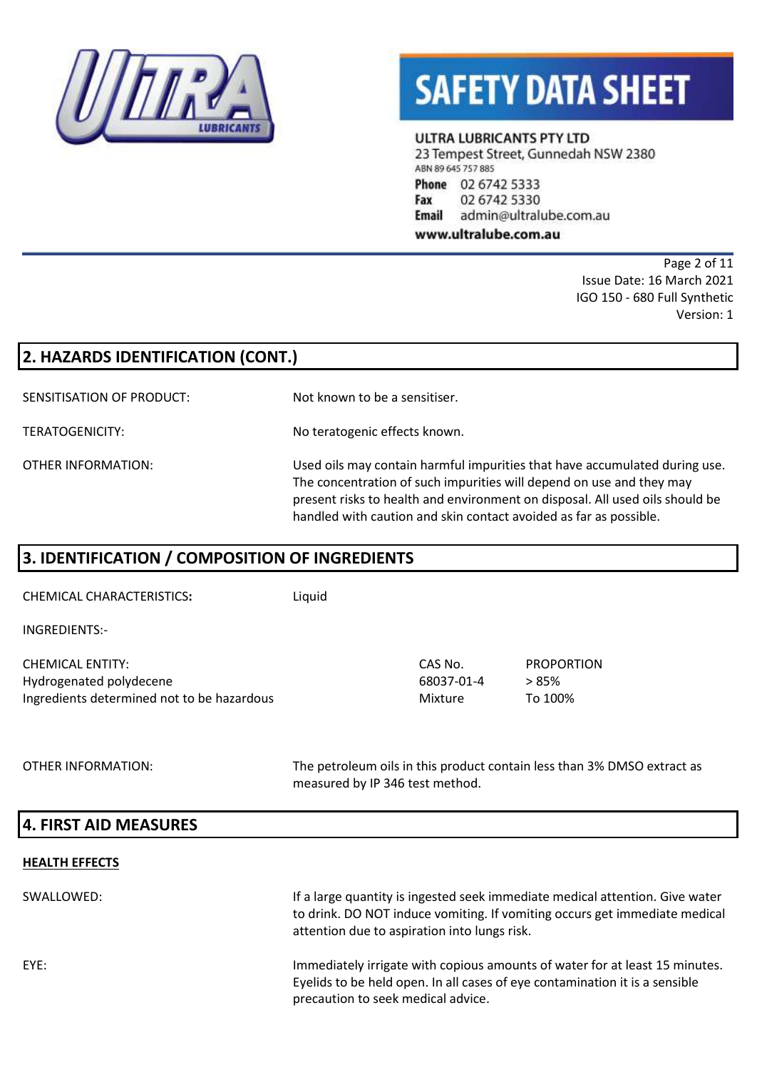## 2. HAZARDS IDENTIFICATION (CONT.)

SENSITISATION OF PRODUCT: Not known to be a sensitiser.

TERATOGENICITY: No teratogenic effects known.

OTHER INFORMATION: Used oils may contain harmful impurities that have accumulated during use. The concentration of such impurities will depend on use and they may present risks to health and environment on disposal. All used oils should be handled with caution and skin contact avoided as far as possible.

## 3. IDENTIFICATION / COMPOSITION OF INGREDIENTS

CHEMICAL CHARACTERISTICS**:** Liquid

INGREDIENTS:-

| CHEMICAL ENTITY: | CAS No. | PROPORTION |
|---|---|---|
| Hydrogenated polydecene | 68037-01-4 | > 85% |
| Ingredients determined not to be hazardous | Mixture | To 100% |

OTHER INFORMATION: The petroleum oils in this product contain less than 3% DMSO extract as measured by IP 346 test method.

## 4. FIRST AID MEASURES

**HEALTH EFFECTS**

SWALLOWED: If a large quantity is ingested seek immediate medical attention. Give water to drink. DO NOT induce vomiting. If vomiting occurs get immediate medical attention due to aspiration into lungs risk.

EYE: Immediately irrigate with copious amounts of water for at least 15 minutes. Eyelids to be held open. In all cases of eye contamination it is a sensible precaution to seek medical advice.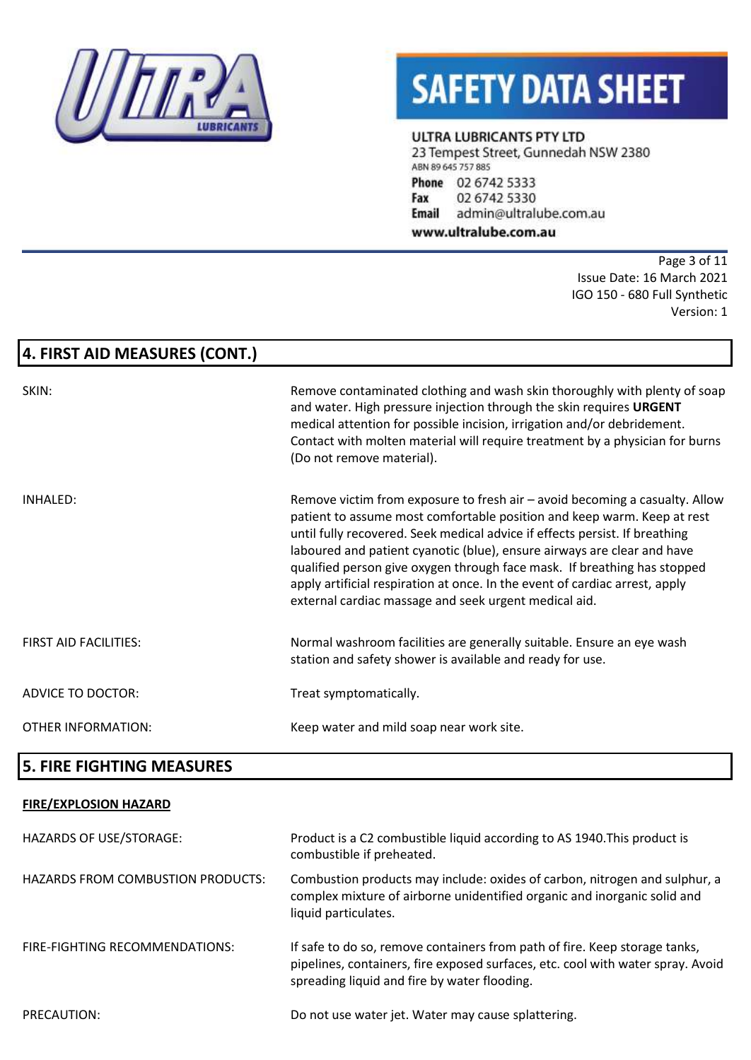## 4. FIRST AID MEASURES (CONT.)

| | |
|---|---|
| SKIN: | Remove contaminated clothing and wash skin thoroughly with plenty of soap and water. High pressure injection through the skin requires **URGENT** medical attention for possible incision, irrigation and/or debridement. Contact with molten material will require treatment by a physician for burns (Do not remove material). |
| INHALED: | Remove victim from exposure to fresh air – avoid becoming a casualty. Allow patient to assume most comfortable position and keep warm. Keep at rest until fully recovered. Seek medical advice if effects persist. If breathing laboured and patient cyanotic (blue), ensure airways are clear and have qualified person give oxygen through face mask. If breathing has stopped apply artificial respiration at once. In the event of cardiac arrest, apply external cardiac massage and seek urgent medical aid. |
| FIRST AID FACILITIES: | Normal washroom facilities are generally suitable. Ensure an eye wash station and safety shower is available and ready for use. |
| ADVICE TO DOCTOR: | Treat symptomatically. |
| OTHER INFORMATION: | Keep water and mild soap near work site. |

## 5. FIRE FIGHTING MEASURES

**FIRE/EXPLOSION HAZARD**

| | |
|---|---|
| HAZARDS OF USE/STORAGE: | Product is a C2 combustible liquid according to AS 1940.This product is combustible if preheated. |
| HAZARDS FROM COMBUSTION PRODUCTS: | Combustion products may include: oxides of carbon, nitrogen and sulphur, a complex mixture of airborne unidentified organic and inorganic solid and liquid particulates. |
| FIRE-FIGHTING RECOMMENDATIONS: | If safe to do so, remove containers from path of fire. Keep storage tanks, pipelines, containers, fire exposed surfaces, etc. cool with water spray. Avoid spreading liquid and fire by water flooding. |
| PRECAUTION: | Do not use water jet. Water may cause splattering. |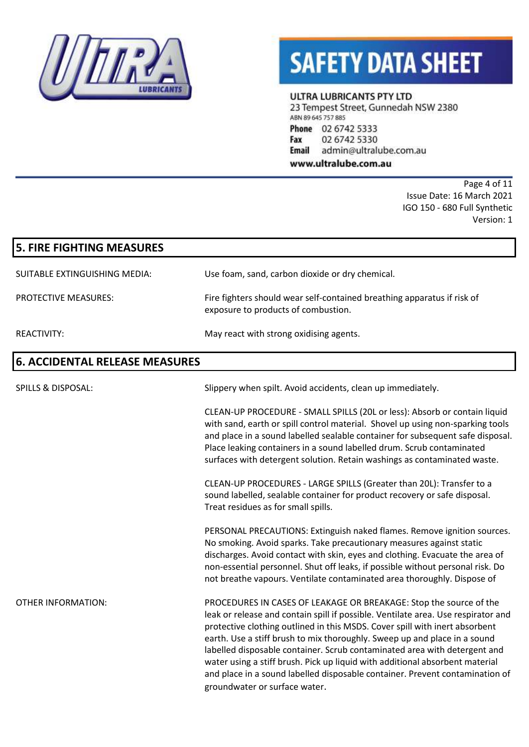## 5. FIRE FIGHTING MEASURES

| | |
|---|---|
| SUITABLE EXTINGUISHING MEDIA: | Use foam, sand, carbon dioxide or dry chemical. |
| PROTECTIVE MEASURES: | Fire fighters should wear self-contained breathing apparatus if risk of exposure to products of combustion. |
| REACTIVITY: | May react with strong oxidising agents. |

## 6. ACCIDENTAL RELEASE MEASURES

SPILLS & DISPOSAL:

Slippery when spilt. Avoid accidents, clean up immediately.

CLEAN-UP PROCEDURE - SMALL SPILLS (20L or less): Absorb or contain liquid with sand, earth or spill control material. Shovel up using non-sparking tools and place in a sound labelled sealable container for subsequent safe disposal. Place leaking containers in a sound labelled drum. Scrub contaminated surfaces with detergent solution. Retain washings as contaminated waste.

CLEAN-UP PROCEDURES - LARGE SPILLS (Greater than 20L): Transfer to a sound labelled, sealable container for product recovery or safe disposal. Treat residues as for small spills.

PERSONAL PRECAUTIONS: Extinguish naked flames. Remove ignition sources. No smoking. Avoid sparks. Take precautionary measures against static discharges. Avoid contact with skin, eyes and clothing. Evacuate the area of non-essential personnel. Shut off leaks, if possible without personal risk. Do not breathe vapours. Ventilate contaminated area thoroughly. Dispose of

OTHER INFORMATION:

PROCEDURES IN CASES OF LEAKAGE OR BREAKAGE: Stop the source of the leak or release and contain spill if possible. Ventilate area. Use respirator and protective clothing outlined in this MSDS. Cover spill with inert absorbent earth. Use a stiff brush to mix thoroughly. Sweep up and place in a sound labelled disposable container. Scrub contaminated area with detergent and water using a stiff brush. Pick up liquid with additional absorbent material and place in a sound labelled disposable container. Prevent contamination of groundwater or surface water.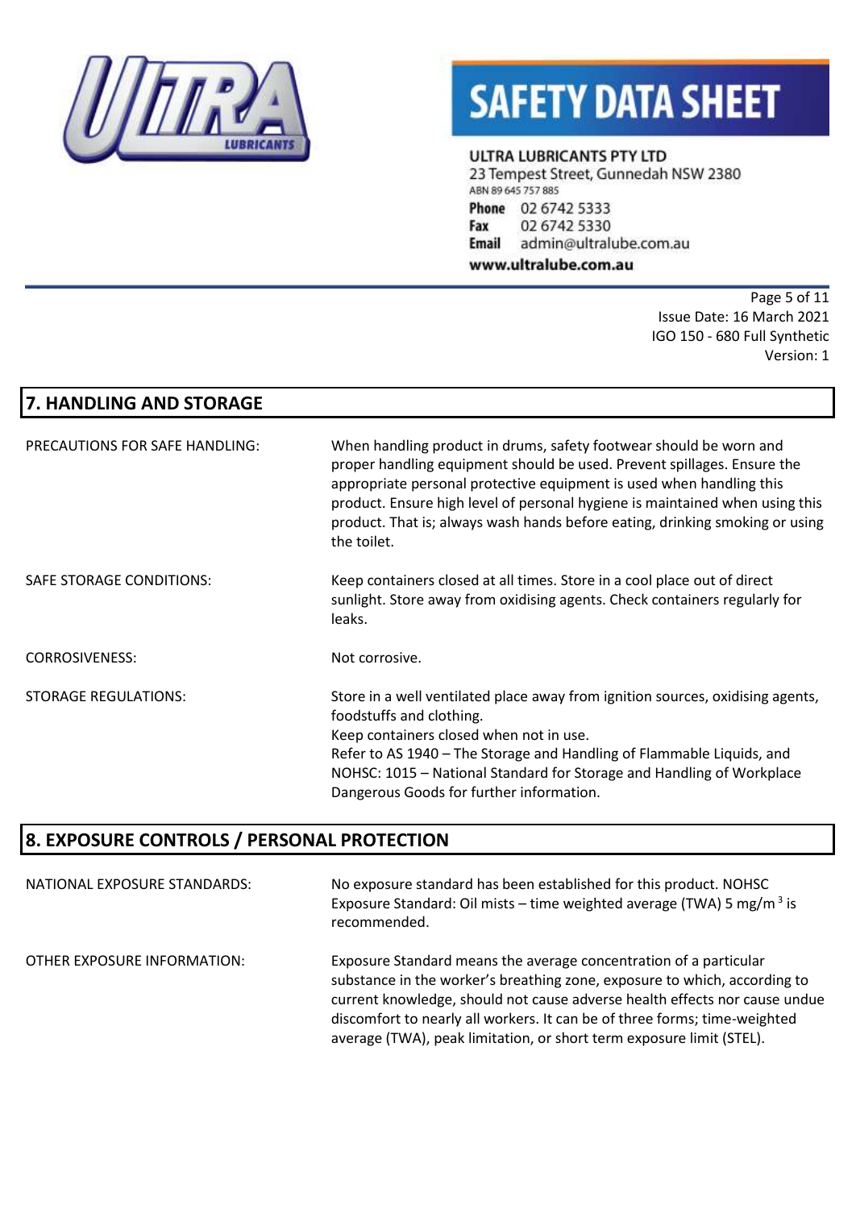## 7. HANDLING AND STORAGE

| | |
|---|---|
| PRECAUTIONS FOR SAFE HANDLING: | When handling product in drums, safety footwear should be worn and proper handling equipment should be used. Prevent spillages. Ensure the appropriate personal protective equipment is used when handling this product. Ensure high level of personal hygiene is maintained when using this product. That is; always wash hands before eating, drinking smoking or using the toilet. |
| SAFE STORAGE CONDITIONS: | Keep containers closed at all times. Store in a cool place out of direct sunlight. Store away from oxidising agents. Check containers regularly for leaks. |
| CORROSIVENESS: | Not corrosive. |
| STORAGE REGULATIONS: | Store in a well ventilated place away from ignition sources, oxidising agents, foodstuffs and clothing. Keep containers closed when not in use. Refer to AS 1940 – The Storage and Handling of Flammable Liquids, and NOHSC: 1015 – National Standard for Storage and Handling of Workplace Dangerous Goods for further information. |

## 8. EXPOSURE CONTROLS / PERSONAL PROTECTION

| | |
|---|---|
| NATIONAL EXPOSURE STANDARDS: | No exposure standard has been established for this product. NOHSC Exposure Standard: Oil mists – time weighted average (TWA) 5 $mg/m^3$ is recommended. |
| OTHER EXPOSURE INFORMATION: | Exposure Standard means the average concentration of a particular substance in the worker's breathing zone, exposure to which, according to current knowledge, should not cause adverse health effects nor cause undue discomfort to nearly all workers. It can be of three forms; time-weighted average (TWA), peak limitation, or short term exposure limit (STEL). |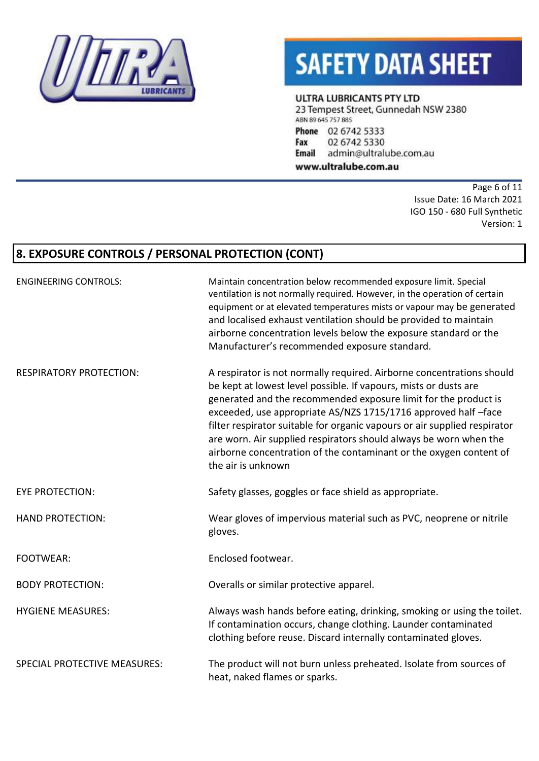## 8. EXPOSURE CONTROLS / PERSONAL PROTECTION (CONT)

| | |
|---|---|
| ENGINEERING CONTROLS: | Maintain concentration below recommended exposure limit. Special ventilation is not normally required. However, in the operation of certain equipment or at elevated temperatures mists or vapour may be generated and localised exhaust ventilation should be provided to maintain airborne concentration levels below the exposure standard or the Manufacturer's recommended exposure standard. |
| RESPIRATORY PROTECTION: | A respirator is not normally required. Airborne concentrations should be kept at lowest level possible. If vapours, mists or dusts are generated and the recommended exposure limit for the product is exceeded, use appropriate AS/NZS 1715/1716 approved half –face filter respirator suitable for organic vapours or air supplied respirator are worn. Air supplied respirators should always be worn when the airborne concentration of the contaminant or the oxygen content of the air is unknown |
| EYE PROTECTION: | Safety glasses, goggles or face shield as appropriate. |
| HAND PROTECTION: | Wear gloves of impervious material such as PVC, neoprene or nitrile gloves. |
| FOOTWEAR: | Enclosed footwear. |
| BODY PROTECTION: | Overalls or similar protective apparel. |
| HYGIENE MEASURES: | Always wash hands before eating, drinking, smoking or using the toilet. If contamination occurs, change clothing. Launder contaminated clothing before reuse. Discard internally contaminated gloves. |
| SPECIAL PROTECTIVE MEASURES: | The product will not burn unless preheated. Isolate from sources of heat, naked flames or sparks. |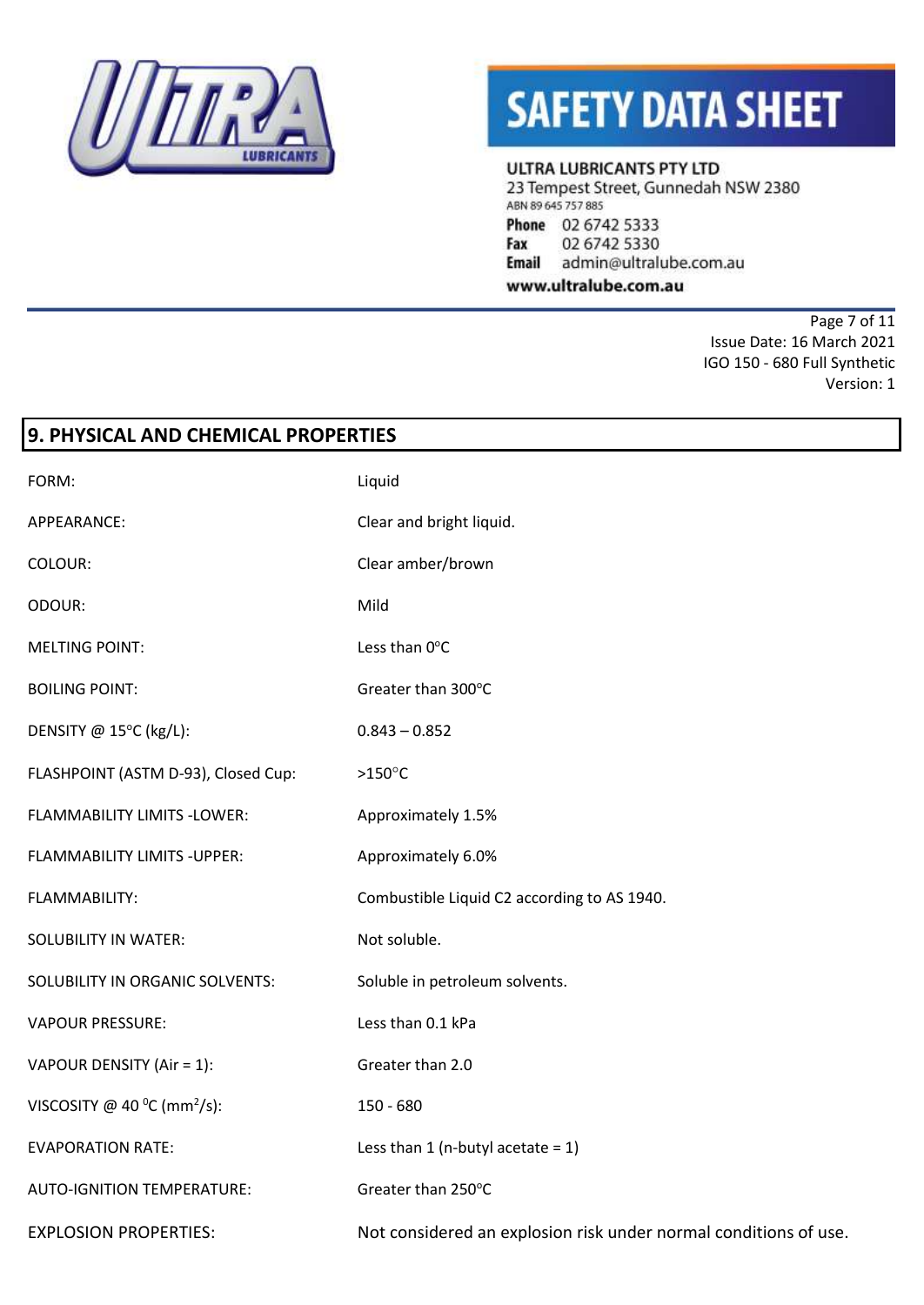## 9. PHYSICAL AND CHEMICAL PROPERTIES

| | |
|---|---|
| FORM: | Liquid |
| APPEARANCE: | Clear and bright liquid. |
| COLOUR: | Clear amber/brown |
| ODOUR: | Mild |
| MELTING POINT: | Less than 0°C |
| BOILING POINT: | Greater than 300°C |
| DENSITY @ 15°C (kg/L): | 0.843 – 0.852 |
| FLASHPOINT (ASTM D-93), Closed Cup: | >150°C |
| FLAMMABILITY LIMITS -LOWER: | Approximately 1.5% |
| FLAMMABILITY LIMITS -UPPER: | Approximately 6.0% |
| FLAMMABILITY: | Combustible Liquid C2 according to AS 1940. |
| SOLUBILITY IN WATER: | Not soluble. |
| SOLUBILITY IN ORGANIC SOLVENTS: | Soluble in petroleum solvents. |
| VAPOUR PRESSURE: | Less than 0.1 kPa |
| VAPOUR DENSITY (Air = 1): | Greater than 2.0 |
| VISCOSITY @ 40 °C ($mm^2/s$): | 150 - 680 |
| EVAPORATION RATE: | Less than 1 (n-butyl acetate = 1) |
| AUTO-IGNITION TEMPERATURE: | Greater than 250°C |
| EXPLOSION PROPERTIES: | Not considered an explosion risk under normal conditions of use. |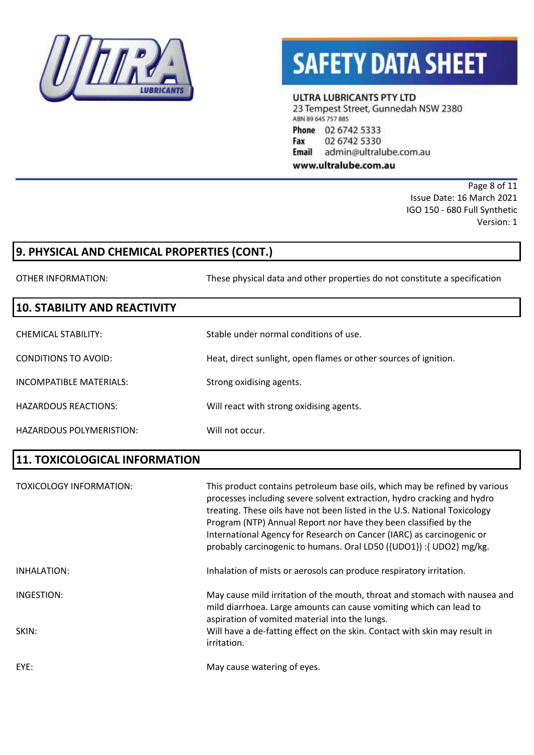## 9. PHYSICAL AND CHEMICAL PROPERTIES (CONT.)

| | |
|---|---|
| OTHER INFORMATION: | These physical data and other properties do not constitute a specification |

## 10. STABILITY AND REACTIVITY

| | |
|---|---|
| CHEMICAL STABILITY: | Stable under normal conditions of use. |
| CONDITIONS TO AVOID: | Heat, direct sunlight, open flames or other sources of ignition. |
| INCOMPATIBLE MATERIALS: | Strong oxidising agents. |
| HAZARDOUS REACTIONS: | Will react with strong oxidising agents. |
| HAZARDOUS POLYMERISTION: | Will not occur. |

## 11. TOXICOLOGICAL INFORMATION

| | |
|---|---|
| TOXICOLOGY INFORMATION: | This product contains petroleum base oils, which may be refined by various processes including severe solvent extraction, hydro cracking and hydro treating. These oils have not been listed in the U.S. National Toxicology Program (NTP) Annual Report nor have they been classified by the International Agency for Research on Cancer (IARC) as carcinogenic or probably carcinogenic to humans. Oral LD50 ({UDO1}) :{ UDO2} mg/kg. |
| INHALATION: | Inhalation of mists or aerosols can produce respiratory irritation. |
| INGESTION: | May cause mild irritation of the mouth, throat and stomach with nausea and mild diarrhoea. Large amounts can cause vomiting which can lead to aspiration of vomited material into the lungs. |
| SKIN: | Will have a de-fatting effect on the skin. Contact with skin may result in irritation. |
| EYE: | May cause watering of eyes. |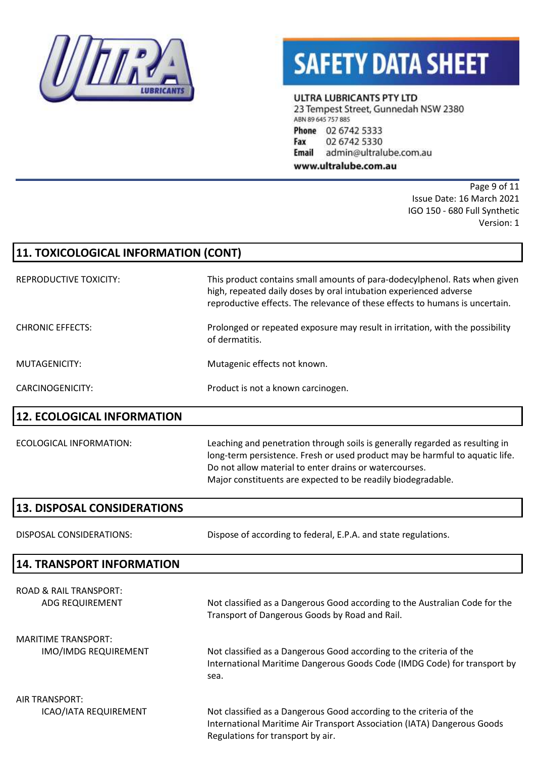## 11. TOXICOLOGICAL INFORMATION (CONT)

| | |
|---|---|
| REPRODUCTIVE TOXICITY: | This product contains small amounts of para-dodecylphenol. Rats when given high, repeated daily doses by oral intubation experienced adverse reproductive effects. The relevance of these effects to humans is uncertain. |
| CHRONIC EFFECTS: | Prolonged or repeated exposure may result in irritation, with the possibility of dermatitis. |
| MUTAGENICITY: | Mutagenic effects not known. |
| CARCINOGENICITY: | Product is not a known carcinogen. |

## 12. ECOLOGICAL INFORMATION

| | |
|---|---|
| ECOLOGICAL INFORMATION: | Leaching and penetration through soils is generally regarded as resulting in long-term persistence. Fresh or used product may be harmful to aquatic life. Do not allow material to enter drains or watercourses. Major constituents are expected to be readily biodegradable. |

## 13. DISPOSAL CONSIDERATIONS

| | |
|---|---|
| DISPOSAL CONSIDERATIONS: | Dispose of according to federal, E.P.A. and state regulations. |

## 14. TRANSPORT INFORMATION

ROAD & RAIL TRANSPORT:

| | |
|---|---|
| ADG REQUIREMENT | Not classified as a Dangerous Good according to the Australian Code for the Transport of Dangerous Goods by Road and Rail. |

MARITIME TRANSPORT:

| | |
|---|---|
| IMO/IMDG REQUIREMENT | Not classified as a Dangerous Good according to the criteria of the International Maritime Dangerous Goods Code (IMDG Code) for transport by sea. |

AIR TRANSPORT:

| | |
|---|---|
| ICAO/IATA REQUIREMENT | Not classified as a Dangerous Good according to the criteria of the International Maritime Air Transport Association (IATA) Dangerous Goods Regulations for transport by air. |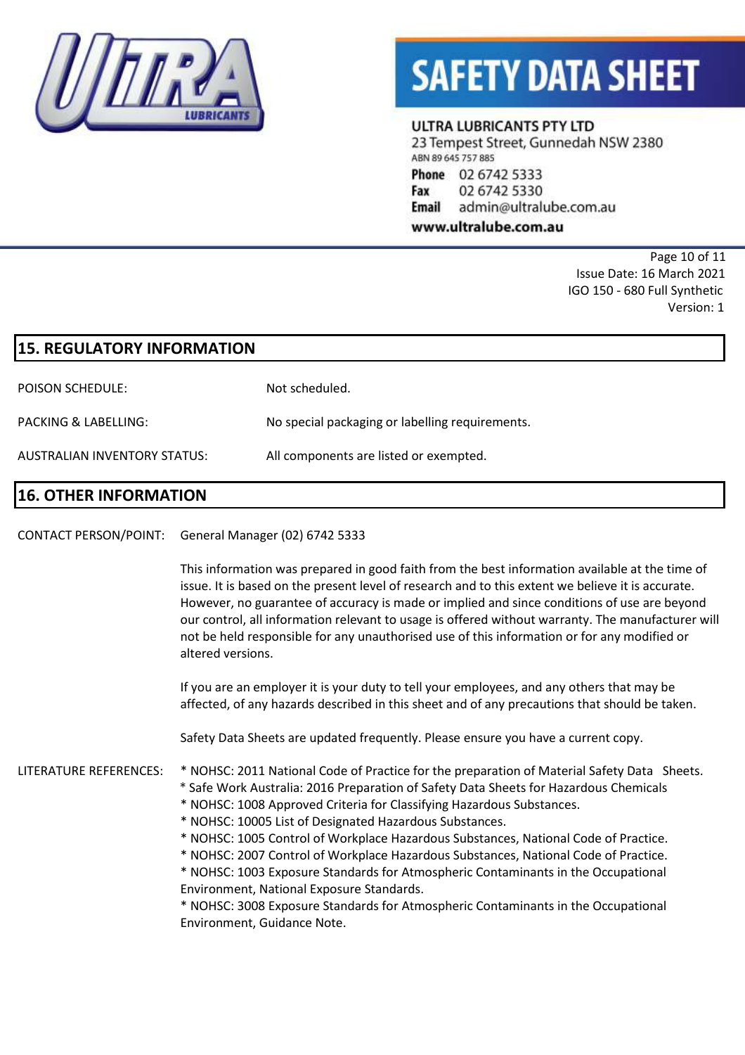## 15. REGULATORY INFORMATION

POISON SCHEDULE: Not scheduled.

PACKING & LABELLING: No special packaging or labelling requirements.

AUSTRALIAN INVENTORY STATUS: All components are listed or exempted.

## 16. OTHER INFORMATION

CONTACT PERSON/POINT: General Manager (02) 6742 5333

This information was prepared in good faith from the best information available at the time of issue. It is based on the present level of research and to this extent we believe it is accurate. However, no guarantee of accuracy is made or implied and since conditions of use are beyond our control, all information relevant to usage is offered without warranty. The manufacturer will not be held responsible for any unauthorised use of this information or for any modified or altered versions.

If you are an employer it is your duty to tell your employees, and any others that may be affected, of any hazards described in this sheet and of any precautions that should be taken.

Safety Data Sheets are updated frequently. Please ensure you have a current copy.

LITERATURE REFERENCES:

* NOHSC: 2011 National Code of Practice for the preparation of Material Safety Data Sheets.
* Safe Work Australia: 2016 Preparation of Safety Data Sheets for Hazardous Chemicals
* NOHSC: 1008 Approved Criteria for Classifying Hazardous Substances.
* NOHSC: 10005 List of Designated Hazardous Substances.
* NOHSC: 1005 Control of Workplace Hazardous Substances, National Code of Practice.
* NOHSC: 2007 Control of Workplace Hazardous Substances, National Code of Practice.
* NOHSC: 1003 Exposure Standards for Atmospheric Contaminants in the Occupational Environment, National Exposure Standards.
* NOHSC: 3008 Exposure Standards for Atmospheric Contaminants in the Occupational Environment, Guidance Note.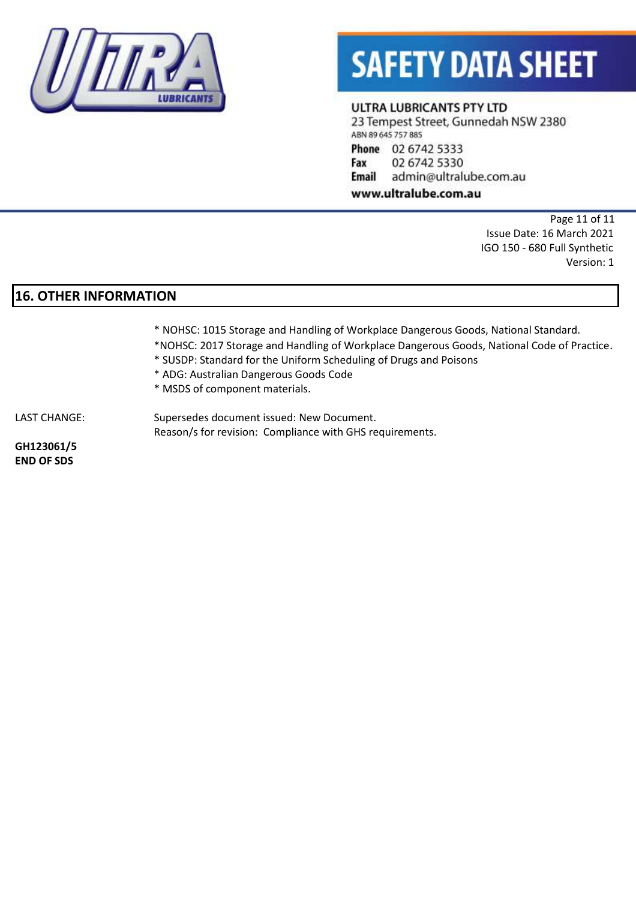## 16. OTHER INFORMATION

* NOHSC: 1015 Storage and Handling of Workplace Dangerous Goods, National Standard.
* NOHSC: 2017 Storage and Handling of Workplace Dangerous Goods, National Code of Practice.
* SUSDP: Standard for the Uniform Scheduling of Drugs and Poisons
* ADG: Australian Dangerous Goods Code
* MSDS of component materials.

LAST CHANGE: Supersedes document issued: New Document.
Reason/s for revision: Compliance with GHS requirements.

**GH123061/5**
**END OF SDS**